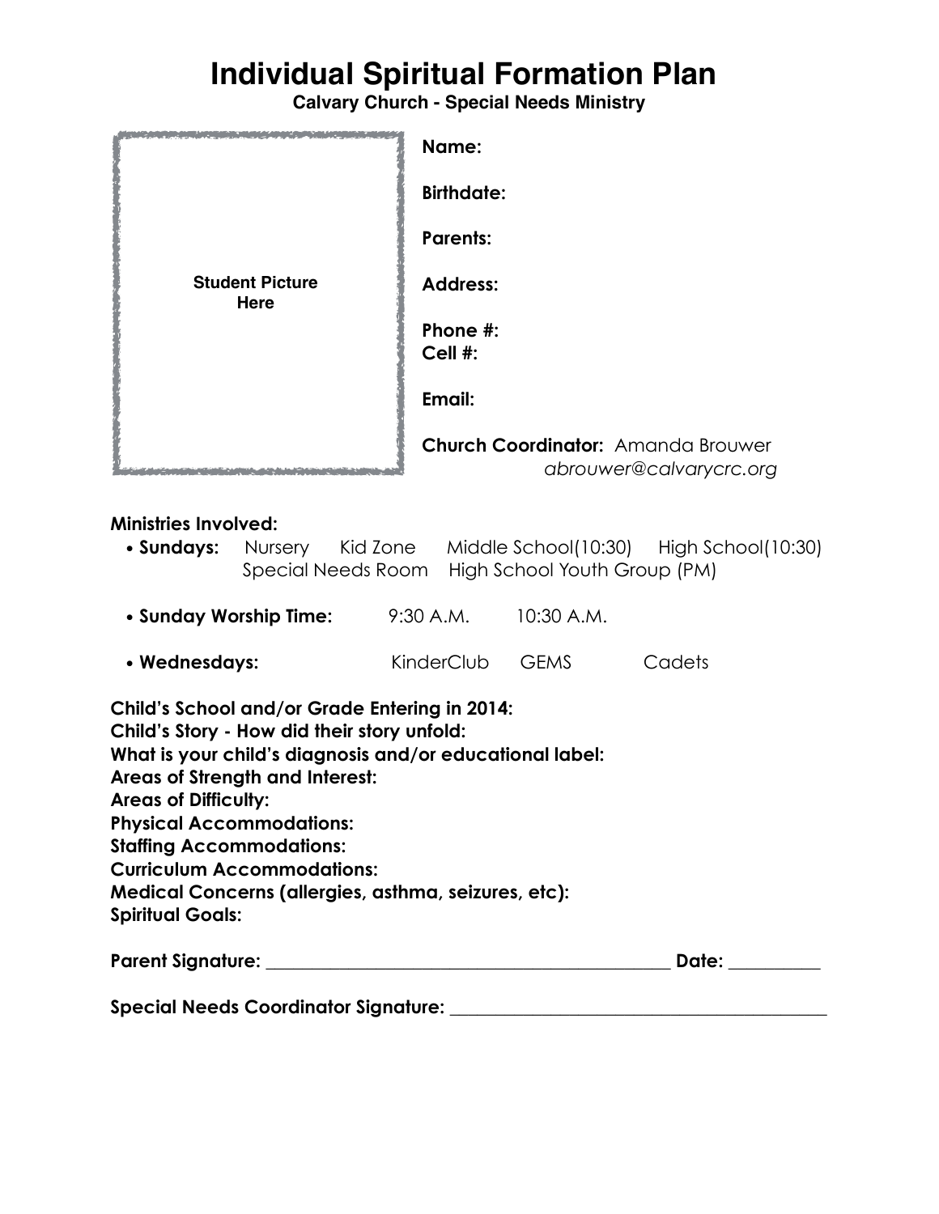# Individual Spiritual Formation Plan

**Calvary Church - Special Needs Ministry**

Student Picture Here

**Name:**

**Birthdate:**

**Parents:**

**Address:**

**Phone #:**
**Cell #:**

**Email:**

**Church Coordinator:** Amanda Brouwer
*abrouwer@calvarycrc.org*

**Ministries Involved:**

- **Sundays:** Nursery Kid Zone Middle School(10:30) High School(10:30) Special Needs Room High School Youth Group (PM)
- **Sunday Worship Time:** 9:30 A.M. 10:30 A.M.
- **Wednesdays:** KinderClub GEMS Cadets

**Child's School and/or Grade Entering in 2014:**
**Child's Story - How did their story unfold:**
**What is your child's diagnosis and/or educational label:**
**Areas of Strength and Interest:**
**Areas of Difficulty:**
**Physical Accommodations:**
**Staffing Accommodations:**
**Curriculum Accommodations:**
**Medical Concerns (allergies, asthma, seizures, etc):**
**Spiritual Goals:**

**Parent Signature:** ______________________________________________ **Date:** __________

**Special Needs Coordinator Signature:** __________________________________________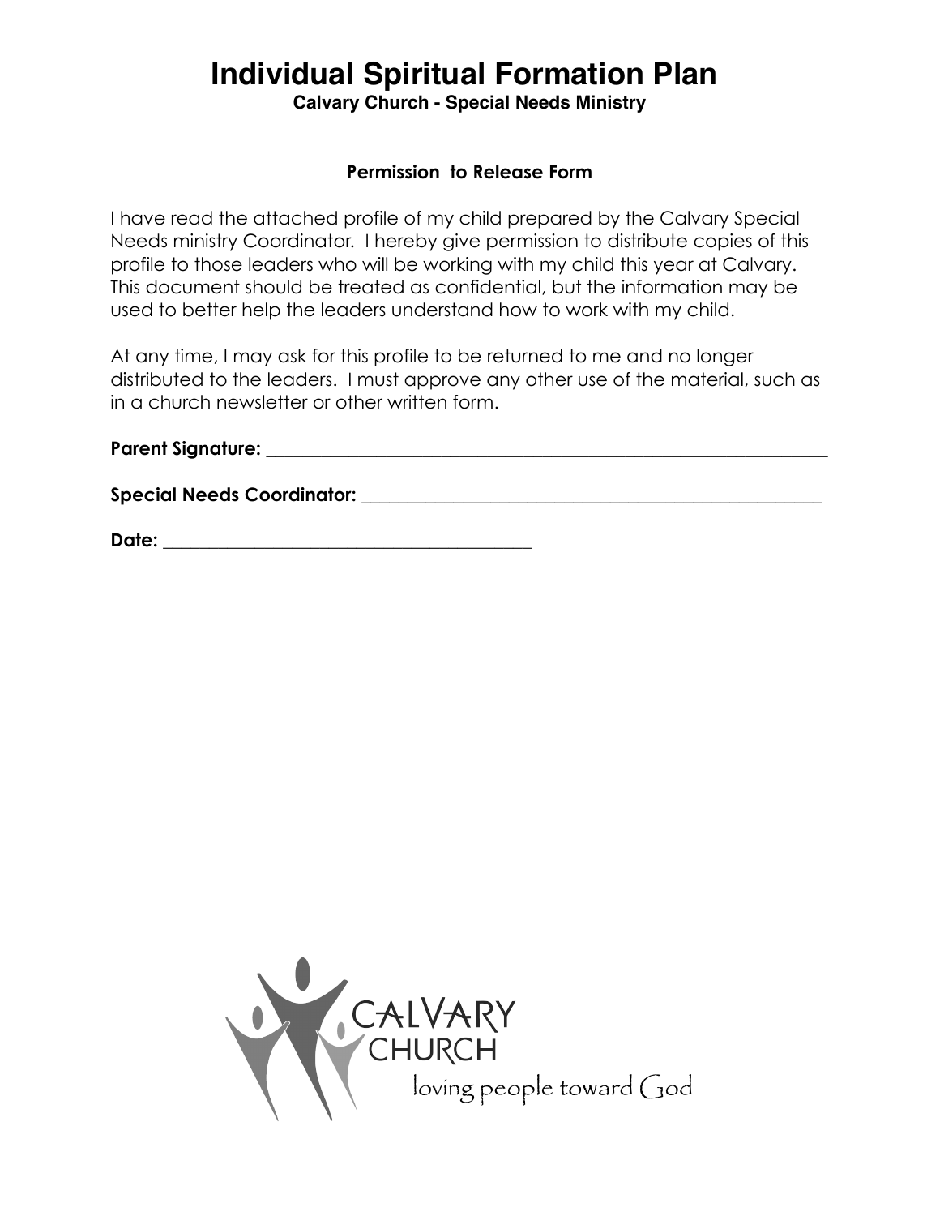# Individual Spiritual Formation Plan

**Calvary Church - Special Needs Ministry**

**Permission to Release Form**

I have read the attached profile of my child prepared by the Calvary Special Needs ministry Coordinator. I hereby give permission to distribute copies of this profile to those leaders who will be working with my child this year at Calvary. This document should be treated as confidential, but the information may be used to better help the leaders understand how to work with my child.

At any time, I may ask for this profile to be returned to me and no longer distributed to the leaders. I must approve any other use of the material, such as in a church newsletter or other written form.

**Parent Signature:** _______________________________________________

**Special Needs Coordinator:** _______________________________________

**Date:** _______________________________

CALVARY CHURCH

loving people toward God